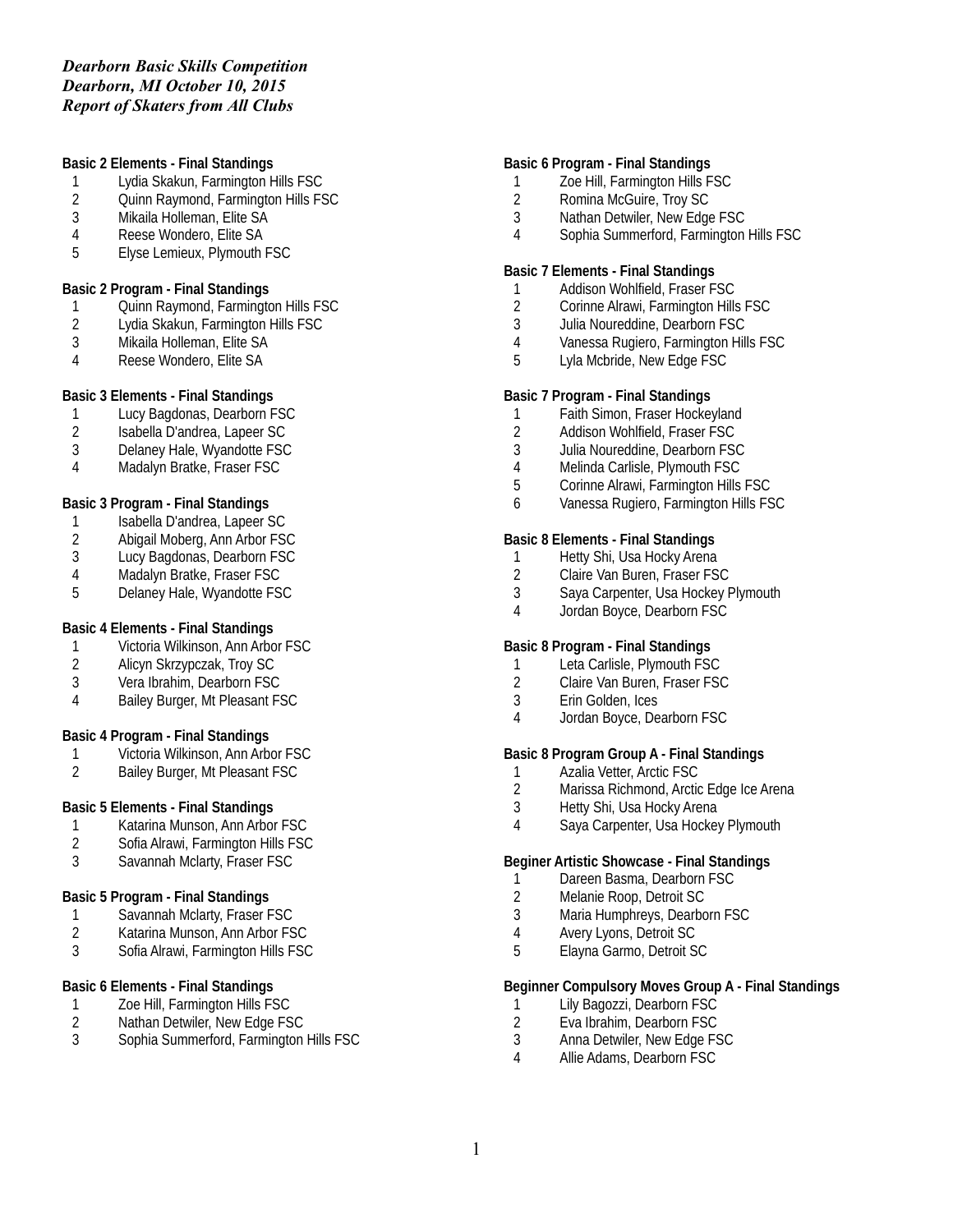*Dearborn Basic Skills Competition*
*Dearborn, MI October 10, 2015*
*Report of Skaters from All Clubs*

**Basic 2 Elements - Final Standings**
1 Lydia Skakun, Farmington Hills FSC
2 Quinn Raymond, Farmington Hills FSC
3 Mikaila Holleman, Elite SA
4 Reese Wondero, Elite SA
5 Elyse Lemieux, Plymouth FSC

**Basic 2 Program - Final Standings**
1 Quinn Raymond, Farmington Hills FSC
2 Lydia Skakun, Farmington Hills FSC
3 Mikaila Holleman, Elite SA
4 Reese Wondero, Elite SA

**Basic 3 Elements - Final Standings**
1 Lucy Bagdonas, Dearborn FSC
2 Isabella D'andrea, Lapeer SC
3 Delaney Hale, Wyandotte FSC
4 Madalyn Bratke, Fraser FSC

**Basic 3 Program - Final Standings**
1 Isabella D'andrea, Lapeer SC
2 Abigail Moberg, Ann Arbor FSC
3 Lucy Bagdonas, Dearborn FSC
4 Madalyn Bratke, Fraser FSC
5 Delaney Hale, Wyandotte FSC

**Basic 4 Elements - Final Standings**
1 Victoria Wilkinson, Ann Arbor FSC
2 Alicyn Skrzypczak, Troy SC
3 Vera Ibrahim, Dearborn FSC
4 Bailey Burger, Mt Pleasant FSC

**Basic 4 Program - Final Standings**
1 Victoria Wilkinson, Ann Arbor FSC
2 Bailey Burger, Mt Pleasant FSC

**Basic 5 Elements - Final Standings**
1 Katarina Munson, Ann Arbor FSC
2 Sofia Alrawi, Farmington Hills FSC
3 Savannah Mclarty, Fraser FSC

**Basic 5 Program - Final Standings**
1 Savannah Mclarty, Fraser FSC
2 Katarina Munson, Ann Arbor FSC
3 Sofia Alrawi, Farmington Hills FSC

**Basic 6 Elements - Final Standings**
1 Zoe Hill, Farmington Hills FSC
2 Nathan Detwiler, New Edge FSC
3 Sophia Summerford, Farmington Hills FSC

**Basic 6 Program - Final Standings**
1 Zoe Hill, Farmington Hills FSC
2 Romina McGuire, Troy SC
3 Nathan Detwiler, New Edge FSC
4 Sophia Summerford, Farmington Hills FSC

**Basic 7 Elements - Final Standings**
1 Addison Wohlfield, Fraser FSC
2 Corinne Alrawi, Farmington Hills FSC
3 Julia Noureddine, Dearborn FSC
4 Vanessa Rugiero, Farmington Hills FSC
5 Lyla Mcbride, New Edge FSC

**Basic 7 Program - Final Standings**
1 Faith Simon, Fraser Hockeyland
2 Addison Wohlfield, Fraser FSC
3 Julia Noureddine, Dearborn FSC
4 Melinda Carlisle, Plymouth FSC
5 Corinne Alrawi, Farmington Hills FSC
6 Vanessa Rugiero, Farmington Hills FSC

**Basic 8 Elements - Final Standings**
1 Hetty Shi, Usa Hocky Arena
2 Claire Van Buren, Fraser FSC
3 Saya Carpenter, Usa Hockey Plymouth
4 Jordan Boyce, Dearborn FSC

**Basic 8 Program - Final Standings**
1 Leta Carlisle, Plymouth FSC
2 Claire Van Buren, Fraser FSC
3 Erin Golden, Ices
4 Jordan Boyce, Dearborn FSC

**Basic 8 Program Group A - Final Standings**
1 Azalia Vetter, Arctic FSC
2 Marissa Richmond, Arctic Edge Ice Arena
3 Hetty Shi, Usa Hocky Arena
4 Saya Carpenter, Usa Hockey Plymouth

**Beginer Artistic Showcase - Final Standings**
1 Dareen Basma, Dearborn FSC
2 Melanie Roop, Detroit SC
3 Maria Humphreys, Dearborn FSC
4 Avery Lyons, Detroit SC
5 Elayna Garmo, Detroit SC

**Beginner Compulsory Moves Group A - Final Standings**
1 Lily Bagozzi, Dearborn FSC
2 Eva Ibrahim, Dearborn FSC
3 Anna Detwiler, New Edge FSC
4 Allie Adams, Dearborn FSC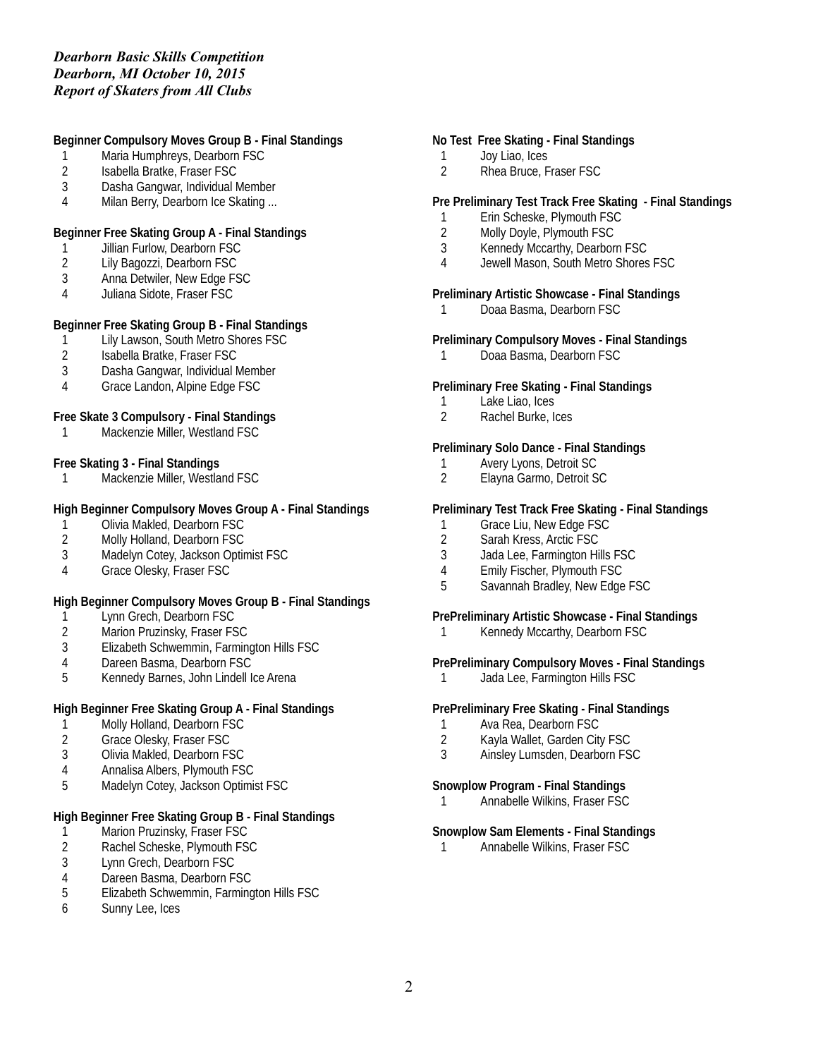*Dearborn Basic Skills Competition*
*Dearborn, MI October 10, 2015*
*Report of Skaters from All Clubs*

**Beginner Compulsory Moves Group B - Final Standings**

1 Maria Humphreys, Dearborn FSC
2 Isabella Bratke, Fraser FSC
3 Dasha Gangwar, Individual Member
4 Milan Berry, Dearborn Ice Skating ...

**Beginner Free Skating Group A - Final Standings**

1 Jillian Furlow, Dearborn FSC
2 Lily Bagozzi, Dearborn FSC
3 Anna Detwiler, New Edge FSC
4 Juliana Sidote, Fraser FSC

**Beginner Free Skating Group B - Final Standings**

1 Lily Lawson, South Metro Shores FSC
2 Isabella Bratke, Fraser FSC
3 Dasha Gangwar, Individual Member
4 Grace Landon, Alpine Edge FSC

**Free Skate 3 Compulsory - Final Standings**

1 Mackenzie Miller, Westland FSC

**Free Skating 3 - Final Standings**

1 Mackenzie Miller, Westland FSC

**High Beginner Compulsory Moves Group A - Final Standings**

1 Olivia Makled, Dearborn FSC
2 Molly Holland, Dearborn FSC
3 Madelyn Cotey, Jackson Optimist FSC
4 Grace Olesky, Fraser FSC

**High Beginner Compulsory Moves Group B - Final Standings**

1 Lynn Grech, Dearborn FSC
2 Marion Pruzinsky, Fraser FSC
3 Elizabeth Schwemmin, Farmington Hills FSC
4 Dareen Basma, Dearborn FSC
5 Kennedy Barnes, John Lindell Ice Arena

**High Beginner Free Skating Group A - Final Standings**

1 Molly Holland, Dearborn FSC
2 Grace Olesky, Fraser FSC
3 Olivia Makled, Dearborn FSC
4 Annalisa Albers, Plymouth FSC
5 Madelyn Cotey, Jackson Optimist FSC

**High Beginner Free Skating Group B - Final Standings**

1 Marion Pruzinsky, Fraser FSC
2 Rachel Scheske, Plymouth FSC
3 Lynn Grech, Dearborn FSC
4 Dareen Basma, Dearborn FSC
5 Elizabeth Schwemmin, Farmington Hills FSC
6 Sunny Lee, Ices

**No Test Free Skating - Final Standings**

1 Joy Liao, Ices
2 Rhea Bruce, Fraser FSC

**Pre Preliminary Test Track Free Skating - Final Standings**

1 Erin Scheske, Plymouth FSC
2 Molly Doyle, Plymouth FSC
3 Kennedy Mccarthy, Dearborn FSC
4 Jewell Mason, South Metro Shores FSC

**Preliminary Artistic Showcase - Final Standings**

1 Doaa Basma, Dearborn FSC

**Preliminary Compulsory Moves - Final Standings**

1 Doaa Basma, Dearborn FSC

**Preliminary Free Skating - Final Standings**

1 Lake Liao, Ices
2 Rachel Burke, Ices

**Preliminary Solo Dance - Final Standings**

1 Avery Lyons, Detroit SC
2 Elayna Garmo, Detroit SC

**Preliminary Test Track Free Skating - Final Standings**

1 Grace Liu, New Edge FSC
2 Sarah Kress, Arctic FSC
3 Jada Lee, Farmington Hills FSC
4 Emily Fischer, Plymouth FSC
5 Savannah Bradley, New Edge FSC

**PrePreliminary Artistic Showcase - Final Standings**

1 Kennedy Mccarthy, Dearborn FSC

**PrePreliminary Compulsory Moves - Final Standings**

1 Jada Lee, Farmington Hills FSC

**PrePreliminary Free Skating - Final Standings**

1 Ava Rea, Dearborn FSC
2 Kayla Wallet, Garden City FSC
3 Ainsley Lumsden, Dearborn FSC

**Snowplow Program - Final Standings**

1 Annabelle Wilkins, Fraser FSC

**Snowplow Sam Elements - Final Standings**

1 Annabelle Wilkins, Fraser FSC